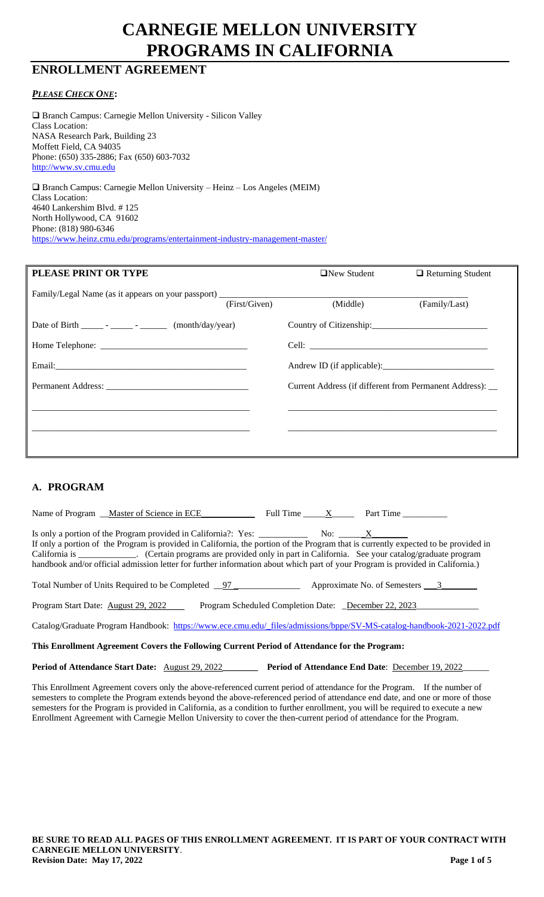# CARNEGIE MELLON UNIVERSITY PROGRAMS IN CALIFORNIA

## ENROLLMENT AGREEMENT

***PLEASE CHECK ONE*:**

❑ Branch Campus: Carnegie Mellon University - Silicon Valley
Class Location:
NASA Research Park, Building 23
Moffett Field, CA 94035
Phone: (650) 335-2886; Fax (650) 603-7032
http://www.sv.cmu.edu

❑ Branch Campus: Carnegie Mellon University – Heinz – Los Angeles (MEIM)
Class Location:
4640 Lankershim Blvd. # 125
North Hollywood, CA 91602
Phone: (818) 980-6346
https://www.heinz.cmu.edu/programs/entertainment-industry-management-master/

| PLEASE PRINT OR TYPE | ❑New Student | ❑ Returning Student |
|---|---|---|
| Family/Legal Name (as it appears on your passport) ____________ (First/Given) | ____________ (Middle) | ____________ (Family/Last) |
| Date of Birth _____ - _____ - ______ (month/day/year) | Country of Citizenship:____________ | |
| Home Telephone: ____________ | Cell: ____________ | |
| Email:____________ | Andrew ID (if applicable):____________ | |
| Permanent Address: ____________ | Current Address (if different from Permanent Address): __ | |

## A. PROGRAM

Name of Program __Master of Science in ECE____________ Full Time _____X_____ Part Time __________

Is only a portion of the Program provided in California?: Yes: __________ No: _____X________
If only a portion of the Program is provided in California, the portion of the Program that is currently expected to be provided in California is ____________. (Certain programs are provided only in part in California. See your catalog/graduate program handbook and/or official admission letter for further information about which part of your Program is provided in California.)

Total Number of Units Required to be Completed __97_______________ Approximate No. of Semesters ___3________

Program Start Date: August 29, 2022 Program Scheduled Completion Date: _December 22, 2023_____________

Catalog/Graduate Program Handbook: https://www.ece.cmu.edu/_files/admissions/bppe/SV-MS-catalog-handbook-2021-2022.pdf

**This Enrollment Agreement Covers the Following Current Period of Attendance for the Program:**

**Period of Attendance Start Date:** August 29, 2022________ **Period of Attendance End Date**: December 19, 2022______

This Enrollment Agreement covers only the above-referenced current period of attendance for the Program. If the number of semesters to complete the Program extends beyond the above-referenced period of attendance end date, and one or more of those semesters for the Program is provided in California, as a condition to further enrollment, you will be required to execute a new Enrollment Agreement with Carnegie Mellon University to cover the then-current period of attendance for the Program.

**BE SURE TO READ ALL PAGES OF THIS ENROLLMENT AGREEMENT. IT IS PART OF YOUR CONTRACT WITH CARNEGIE MELLON UNIVERSITY.**
**Revision Date: May 17, 2022**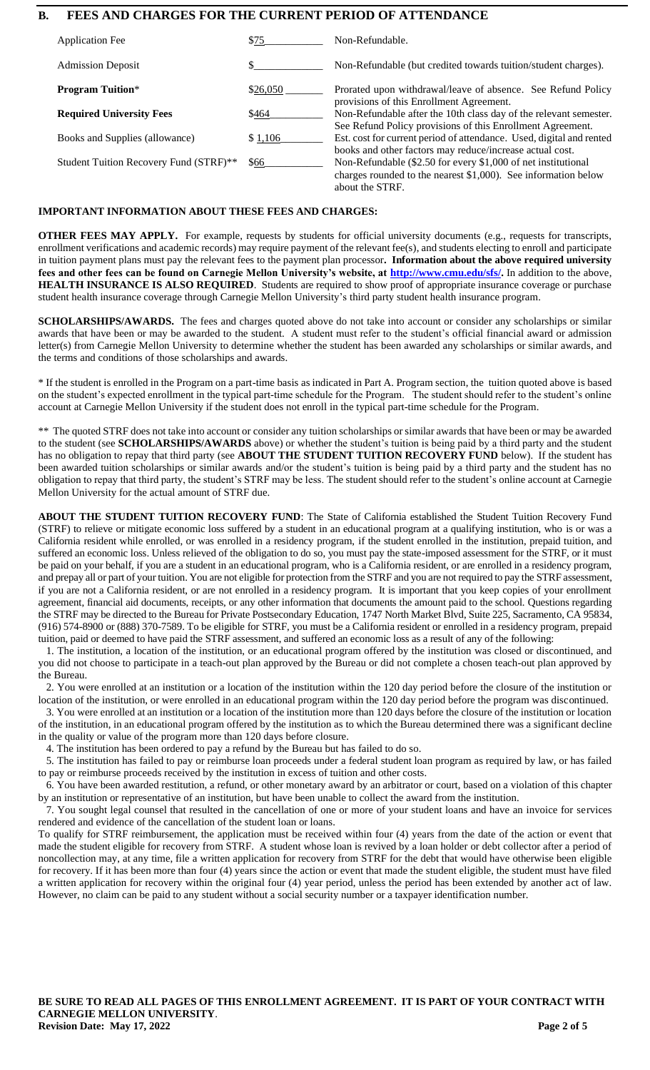## B. FEES AND CHARGES FOR THE CURRENT PERIOD OF ATTENDANCE

| | | |
|---|---|---|
| Application Fee | $75 | Non-Refundable. |
| Admission Deposit | $ | Non-Refundable (but credited towards tuition/student charges). |
| **Program Tuition*** | $26,050 | Prorated upon withdrawal/leave of absence. See Refund Policy provisions of this Enrollment Agreement. |
| **Required University Fees** | $464 | Non-Refundable after the 10th class day of the relevant semester. See Refund Policy provisions of this Enrollment Agreement. |
| Books and Supplies (allowance) | $ 1,106 | Est. cost for current period of attendance. Used, digital and rented books and other factors may reduce/increase actual cost. |
| Student Tuition Recovery Fund (STRF)** | $66 | Non-Refundable ($2.50 for every $1,000 of net institutional charges rounded to the nearest $1,000). See information below about the STRF. |

**IMPORTANT INFORMATION ABOUT THESE FEES AND CHARGES:**

**OTHER FEES MAY APPLY.** For example, requests by students for official university documents (e.g., requests for transcripts, enrollment verifications and academic records) may require payment of the relevant fee(s), and students electing to enroll and participate in tuition payment plans must pay the relevant fees to the payment plan processor**. Information about the above required university fees and other fees can be found on Carnegie Mellon University's website, at http://www.cmu.edu/sfs/.** In addition to the above, **HEALTH INSURANCE IS ALSO REQUIRED**. Students are required to show proof of appropriate insurance coverage or purchase student health insurance coverage through Carnegie Mellon University's third party student health insurance program.

**SCHOLARSHIPS/AWARDS.** The fees and charges quoted above do not take into account or consider any scholarships or similar awards that have been or may be awarded to the student. A student must refer to the student's official financial award or admission letter(s) from Carnegie Mellon University to determine whether the student has been awarded any scholarships or similar awards, and the terms and conditions of those scholarships and awards.

\* If the student is enrolled in the Program on a part-time basis as indicated in Part A. Program section, the tuition quoted above is based on the student's expected enrollment in the typical part-time schedule for the Program. The student should refer to the student's online account at Carnegie Mellon University if the student does not enroll in the typical part-time schedule for the Program.

\*\* The quoted STRF does not take into account or consider any tuition scholarships or similar awards that have been or may be awarded to the student (see **SCHOLARSHIPS/AWARDS** above) or whether the student's tuition is being paid by a third party and the student has no obligation to repay that third party (see **ABOUT THE STUDENT TUITION RECOVERY FUND** below). If the student has been awarded tuition scholarships or similar awards and/or the student's tuition is being paid by a third party and the student has no obligation to repay that third party, the student's STRF may be less. The student should refer to the student's online account at Carnegie Mellon University for the actual amount of STRF due.

**ABOUT THE STUDENT TUITION RECOVERY FUND**: The State of California established the Student Tuition Recovery Fund (STRF) to relieve or mitigate economic loss suffered by a student in an educational program at a qualifying institution, who is or was a California resident while enrolled, or was enrolled in a residency program, if the student enrolled in the institution, prepaid tuition, and suffered an economic loss. Unless relieved of the obligation to do so, you must pay the state-imposed assessment for the STRF, or it must be paid on your behalf, if you are a student in an educational program, who is a California resident, or are enrolled in a residency program, and prepay all or part of your tuition. You are not eligible for protection from the STRF and you are not required to pay the STRF assessment, if you are not a California resident, or are not enrolled in a residency program. It is important that you keep copies of your enrollment agreement, financial aid documents, receipts, or any other information that documents the amount paid to the school. Questions regarding the STRF may be directed to the Bureau for Private Postsecondary Education, 1747 North Market Blvd, Suite 225, Sacramento, CA 95834, (916) 574-8900 or (888) 370-7589. To be eligible for STRF, you must be a California resident or enrolled in a residency program, prepaid tuition, paid or deemed to have paid the STRF assessment, and suffered an economic loss as a result of any of the following:

1. The institution, a location of the institution, or an educational program offered by the institution was closed or discontinued, and you did not choose to participate in a teach-out plan approved by the Bureau or did not complete a chosen teach-out plan approved by the Bureau.
2. You were enrolled at an institution or a location of the institution within the 120 day period before the closure of the institution or location of the institution, or were enrolled in an educational program within the 120 day period before the program was discontinued.
3. You were enrolled at an institution or a location of the institution more than 120 days before the closure of the institution or location of the institution, in an educational program offered by the institution as to which the Bureau determined there was a significant decline in the quality or value of the program more than 120 days before closure.
4. The institution has been ordered to pay a refund by the Bureau but has failed to do so.
5. The institution has failed to pay or reimburse loan proceeds under a federal student loan program as required by law, or has failed to pay or reimburse proceeds received by the institution in excess of tuition and other costs.
6. You have been awarded restitution, a refund, or other monetary award by an arbitrator or court, based on a violation of this chapter by an institution or representative of an institution, but have been unable to collect the award from the institution.
7. You sought legal counsel that resulted in the cancellation of one or more of your student loans and have an invoice for services rendered and evidence of the cancellation of the student loan or loans.

To qualify for STRF reimbursement, the application must be received within four (4) years from the date of the action or event that made the student eligible for recovery from STRF. A student whose loan is revived by a loan holder or debt collector after a period of noncollection may, at any time, file a written application for recovery from STRF for the debt that would have otherwise been eligible for recovery. If it has been more than four (4) years since the action or event that made the student eligible, the student must have filed a written application for recovery within the original four (4) year period, unless the period has been extended by another act of law. However, no claim can be paid to any student without a social security number or a taxpayer identification number.

**BE SURE TO READ ALL PAGES OF THIS ENROLLMENT AGREEMENT. IT IS PART OF YOUR CONTRACT WITH CARNEGIE MELLON UNIVERSITY.**
**Revision Date: May 17, 2022**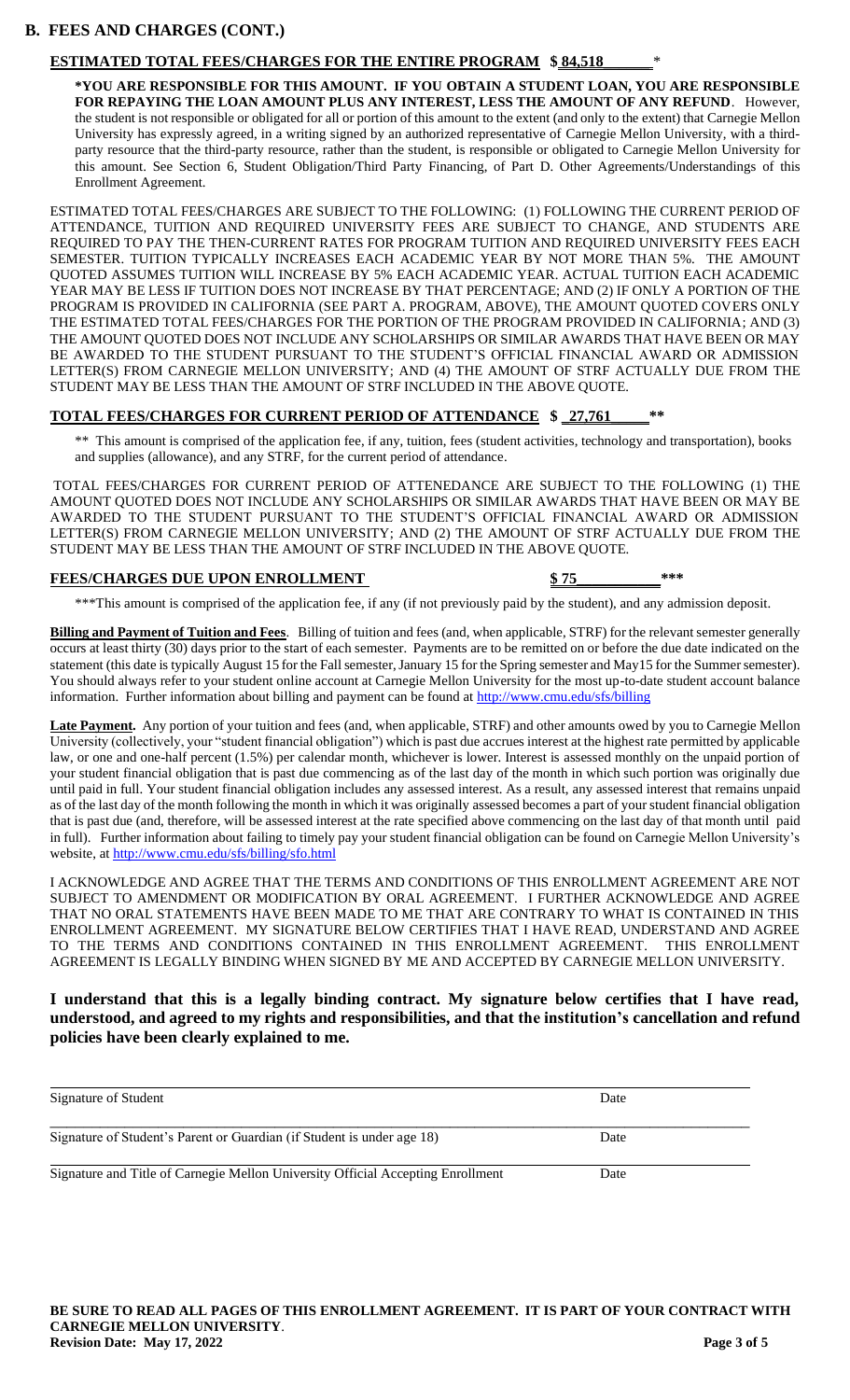## B. FEES AND CHARGES (CONT.)

**ESTIMATED TOTAL FEES/CHARGES FOR THE ENTIRE PROGRAM $ 84,518** *

**\*YOU ARE RESPONSIBLE FOR THIS AMOUNT. IF YOU OBTAIN A STUDENT LOAN, YOU ARE RESPONSIBLE FOR REPAYING THE LOAN AMOUNT PLUS ANY INTEREST, LESS THE AMOUNT OF ANY REFUND**. However, the student is not responsible or obligated for all or portion of this amount to the extent (and only to the extent) that Carnegie Mellon University has expressly agreed, in a writing signed by an authorized representative of Carnegie Mellon University, with a third-party resource that the third-party resource, rather than the student, is responsible or obligated to Carnegie Mellon University for this amount. See Section 6, Student Obligation/Third Party Financing, of Part D. Other Agreements/Understandings of this Enrollment Agreement.

ESTIMATED TOTAL FEES/CHARGES ARE SUBJECT TO THE FOLLOWING: (1) FOLLOWING THE CURRENT PERIOD OF ATTENDANCE, TUITION AND REQUIRED UNIVERSITY FEES ARE SUBJECT TO CHANGE, AND STUDENTS ARE REQUIRED TO PAY THE THEN-CURRENT RATES FOR PROGRAM TUITION AND REQUIRED UNIVERSITY FEES EACH SEMESTER. TUITION TYPICALLY INCREASES EACH ACADEMIC YEAR BY NOT MORE THAN 5%. THE AMOUNT QUOTED ASSUMES TUITION WILL INCREASE BY 5% EACH ACADEMIC YEAR. ACTUAL TUITION EACH ACADEMIC YEAR MAY BE LESS IF TUITION DOES NOT INCREASE BY THAT PERCENTAGE; AND (2) IF ONLY A PORTION OF THE PROGRAM IS PROVIDED IN CALIFORNIA (SEE PART A. PROGRAM, ABOVE), THE AMOUNT QUOTED COVERS ONLY THE ESTIMATED TOTAL FEES/CHARGES FOR THE PORTION OF THE PROGRAM PROVIDED IN CALIFORNIA; AND (3) THE AMOUNT QUOTED DOES NOT INCLUDE ANY SCHOLARSHIPS OR SIMILAR AWARDS THAT HAVE BEEN OR MAY BE AWARDED TO THE STUDENT PURSUANT TO THE STUDENT'S OFFICIAL FINANCIAL AWARD OR ADMISSION LETTER(S) FROM CARNEGIE MELLON UNIVERSITY; AND (4) THE AMOUNT OF STRF ACTUALLY DUE FROM THE STUDENT MAY BE LESS THAN THE AMOUNT OF STRF INCLUDED IN THE ABOVE QUOTE.

**TOTAL FEES/CHARGES FOR CURRENT PERIOD OF ATTENDANCE $ 27,761 \*\***

\*\* This amount is comprised of the application fee, if any, tuition, fees (student activities, technology and transportation), books and supplies (allowance), and any STRF, for the current period of attendance.

TOTAL FEES/CHARGES FOR CURRENT PERIOD OF ATTENEDANCE ARE SUBJECT TO THE FOLLOWING (1) THE AMOUNT QUOTED DOES NOT INCLUDE ANY SCHOLARSHIPS OR SIMILAR AWARDS THAT HAVE BEEN OR MAY BE AWARDED TO THE STUDENT PURSUANT TO THE STUDENT'S OFFICIAL FINANCIAL AWARD OR ADMISSION LETTER(S) FROM CARNEGIE MELLON UNIVERSITY; AND (2) THE AMOUNT OF STRF ACTUALLY DUE FROM THE STUDENT MAY BE LESS THAN THE AMOUNT OF STRF INCLUDED IN THE ABOVE QUOTE.

**FEES/CHARGES DUE UPON ENROLLMENT $ 75 \*\*\***

\*\*\*This amount is comprised of the application fee, if any (if not previously paid by the student), and any admission deposit.

**Billing and Payment of Tuition and Fees**. Billing of tuition and fees (and, when applicable, STRF) for the relevant semester generally occurs at least thirty (30) days prior to the start of each semester. Payments are to be remitted on or before the due date indicated on the statement (this date is typically August 15 for the Fall semester, January 15 for the Spring semester and May15 for the Summer semester). You should always refer to your student online account at Carnegie Mellon University for the most up-to-date student account balance information. Further information about billing and payment can be found at http://www.cmu.edu/sfs/billing

**Late Payment.** Any portion of your tuition and fees (and, when applicable, STRF) and other amounts owed by you to Carnegie Mellon University (collectively, your "student financial obligation") which is past due accrues interest at the highest rate permitted by applicable law, or one and one-half percent (1.5%) per calendar month, whichever is lower. Interest is assessed monthly on the unpaid portion of your student financial obligation that is past due commencing as of the last day of the month in which such portion was originally due until paid in full. Your student financial obligation includes any assessed interest. As a result, any assessed interest that remains unpaid as of the last day of the month following the month in which it was originally assessed becomes a part of your student financial obligation that is past due (and, therefore, will be assessed interest at the rate specified above commencing on the last day of that month until paid in full). Further information about failing to timely pay your student financial obligation can be found on Carnegie Mellon University's website, at http://www.cmu.edu/sfs/billing/sfo.html

I ACKNOWLEDGE AND AGREE THAT THE TERMS AND CONDITIONS OF THIS ENROLLMENT AGREEMENT ARE NOT SUBJECT TO AMENDMENT OR MODIFICATION BY ORAL AGREEMENT. I FURTHER ACKNOWLEDGE AND AGREE THAT NO ORAL STATEMENTS HAVE BEEN MADE TO ME THAT ARE CONTRARY TO WHAT IS CONTAINED IN THIS ENROLLMENT AGREEMENT. MY SIGNATURE BELOW CERTIFIES THAT I HAVE READ, UNDERSTAND AND AGREE TO THE TERMS AND CONDITIONS CONTAINED IN THIS ENROLLMENT AGREEMENT. THIS ENROLLMENT AGREEMENT IS LEGALLY BINDING WHEN SIGNED BY ME AND ACCEPTED BY CARNEGIE MELLON UNIVERSITY.

**I understand that this is a legally binding contract. My signature below certifies that I have read, understood, and agreed to my rights and responsibilities, and that the institution's cancellation and refund policies have been clearly explained to me.**

______________________________________________ ____________
Signature of Student Date

______________________________________________ ____________
Signature of Student's Parent or Guardian (if Student is under age 18) Date

______________________________________________ ____________
Signature and Title of Carnegie Mellon University Official Accepting Enrollment Date

**BE SURE TO READ ALL PAGES OF THIS ENROLLMENT AGREEMENT. IT IS PART OF YOUR CONTRACT WITH CARNEGIE MELLON UNIVERSITY**.

**Revision Date: May 17, 2022**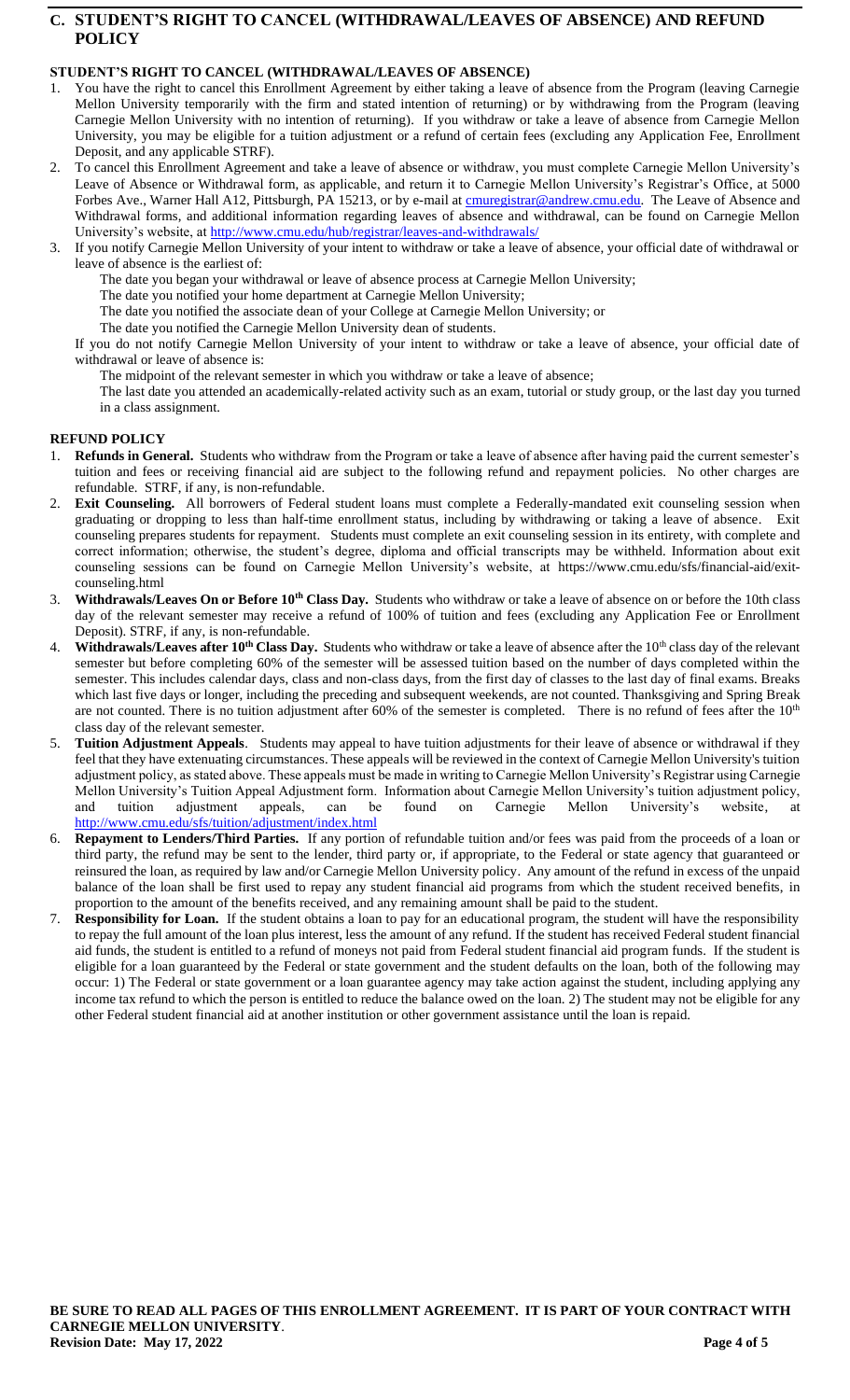## C. STUDENT'S RIGHT TO CANCEL (WITHDRAWAL/LEAVES OF ABSENCE) AND REFUND POLICY

### STUDENT'S RIGHT TO CANCEL (WITHDRAWAL/LEAVES OF ABSENCE)

1. You have the right to cancel this Enrollment Agreement by either taking a leave of absence from the Program (leaving Carnegie Mellon University temporarily with the firm and stated intention of returning) or by withdrawing from the Program (leaving Carnegie Mellon University with no intention of returning). If you withdraw or take a leave of absence from Carnegie Mellon University, you may be eligible for a tuition adjustment or a refund of certain fees (excluding any Application Fee, Enrollment Deposit, and any applicable STRF).
2. To cancel this Enrollment Agreement and take a leave of absence or withdraw, you must complete Carnegie Mellon University's Leave of Absence or Withdrawal form, as applicable, and return it to Carnegie Mellon University's Registrar's Office, at 5000 Forbes Ave., Warner Hall A12, Pittsburgh, PA 15213, or by e-mail at cmuregistrar@andrew.cmu.edu. The Leave of Absence and Withdrawal forms, and additional information regarding leaves of absence and withdrawal, can be found on Carnegie Mellon University's website, at http://www.cmu.edu/hub/registrar/leaves-and-withdrawals/
3. If you notify Carnegie Mellon University of your intent to withdraw or take a leave of absence, your official date of withdrawal or leave of absence is the earliest of:

   The date you began your withdrawal or leave of absence process at Carnegie Mellon University;
   The date you notified your home department at Carnegie Mellon University;
   The date you notified the associate dean of your College at Carnegie Mellon University; or
   The date you notified the Carnegie Mellon University dean of students.

   If you do not notify Carnegie Mellon University of your intent to withdraw or take a leave of absence, your official date of withdrawal or leave of absence is:

   The midpoint of the relevant semester in which you withdraw or take a leave of absence;
   The last date you attended an academically-related activity such as an exam, tutorial or study group, or the last day you turned in a class assignment.

### REFUND POLICY

1. **Refunds in General.** Students who withdraw from the Program or take a leave of absence after having paid the current semester's tuition and fees or receiving financial aid are subject to the following refund and repayment policies. No other charges are refundable. STRF, if any, is non-refundable.
2. **Exit Counseling.** All borrowers of Federal student loans must complete a Federally-mandated exit counseling session when graduating or dropping to less than half-time enrollment status, including by withdrawing or taking a leave of absence. Exit counseling prepares students for repayment. Students must complete an exit counseling session in its entirety, with complete and correct information; otherwise, the student's degree, diploma and official transcripts may be withheld. Information about exit counseling sessions can be found on Carnegie Mellon University's website, at https://www.cmu.edu/sfs/financial-aid/exit-counseling.html
3. **Withdrawals/Leaves On or Before 10th Class Day.** Students who withdraw or take a leave of absence on or before the 10th class day of the relevant semester may receive a refund of 100% of tuition and fees (excluding any Application Fee or Enrollment Deposit). STRF, if any, is non-refundable.
4. **Withdrawals/Leaves after 10th Class Day.** Students who withdraw or take a leave of absence after the 10th class day of the relevant semester but before completing 60% of the semester will be assessed tuition based on the number of days completed within the semester. This includes calendar days, class and non-class days, from the first day of classes to the last day of final exams. Breaks which last five days or longer, including the preceding and subsequent weekends, are not counted. Thanksgiving and Spring Break are not counted. There is no tuition adjustment after 60% of the semester is completed. There is no refund of fees after the 10th class day of the relevant semester.
5. **Tuition Adjustment Appeals**. Students may appeal to have tuition adjustments for their leave of absence or withdrawal if they feel that they have extenuating circumstances. These appeals will be reviewed in the context of Carnegie Mellon University's tuition adjustment policy, as stated above. These appeals must be made in writing to Carnegie Mellon University's Registrar using Carnegie Mellon University's Tuition Appeal Adjustment form. Information about Carnegie Mellon University's tuition adjustment policy, and tuition adjustment appeals, can be found on Carnegie Mellon University's website, at http://www.cmu.edu/sfs/tuition/adjustment/index.html
6. **Repayment to Lenders/Third Parties.** If any portion of refundable tuition and/or fees was paid from the proceeds of a loan or third party, the refund may be sent to the lender, third party or, if appropriate, to the Federal or state agency that guaranteed or reinsured the loan, as required by law and/or Carnegie Mellon University policy. Any amount of the refund in excess of the unpaid balance of the loan shall be first used to repay any student financial aid programs from which the student received benefits, in proportion to the amount of the benefits received, and any remaining amount shall be paid to the student.
7. **Responsibility for Loan.** If the student obtains a loan to pay for an educational program, the student will have the responsibility to repay the full amount of the loan plus interest, less the amount of any refund. If the student has received Federal student financial aid funds, the student is entitled to a refund of moneys not paid from Federal student financial aid program funds. If the student is eligible for a loan guaranteed by the Federal or state government and the student defaults on the loan, both of the following may occur: 1) The Federal or state government or a loan guarantee agency may take action against the student, including applying any income tax refund to which the person is entitled to reduce the balance owed on the loan. 2) The student may not be eligible for any other Federal student financial aid at another institution or other government assistance until the loan is repaid.

**BE SURE TO READ ALL PAGES OF THIS ENROLLMENT AGREEMENT. IT IS PART OF YOUR CONTRACT WITH CARNEGIE MELLON UNIVERSITY**.
**Revision Date: May 17, 2022**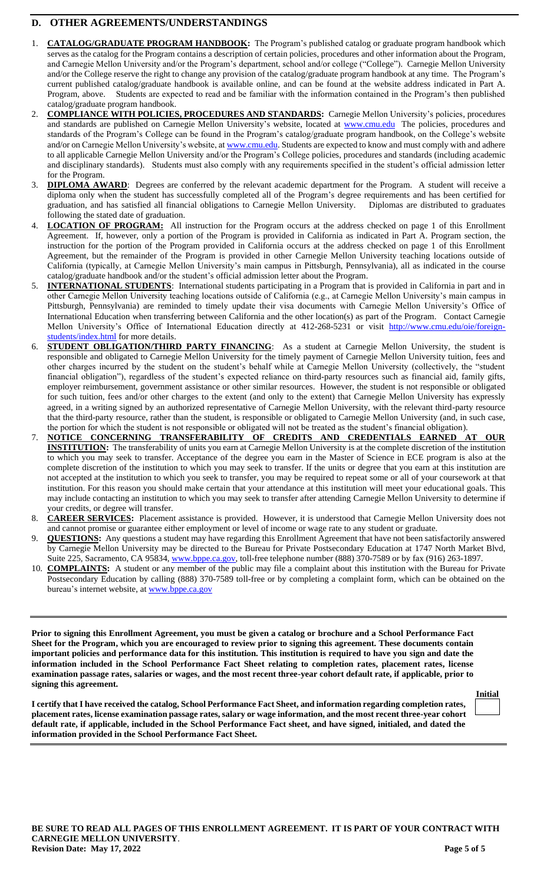## D. OTHER AGREEMENTS/UNDERSTANDINGS

1. **CATALOG/GRADUATE PROGRAM HANDBOOK:** The Program's published catalog or graduate program handbook which serves as the catalog for the Program contains a description of certain policies, procedures and other information about the Program, and Carnegie Mellon University and/or the Program's department, school and/or college ("College"). Carnegie Mellon University and/or the College reserve the right to change any provision of the catalog/graduate program handbook at any time. The Program's current published catalog/graduate handbook is available online, and can be found at the website address indicated in Part A. Program, above. Students are expected to read and be familiar with the information contained in the Program's then published catalog/graduate program handbook.
2. **COMPLIANCE WITH POLICIES, PROCEDURES AND STANDARDS:** Carnegie Mellon University's policies, procedures and standards are published on Carnegie Mellon University's website, located at www.cmu.edu The policies, procedures and standards of the Program's College can be found in the Program's catalog/graduate program handbook, on the College's website and/or on Carnegie Mellon University's website, at www.cmu.edu. Students are expected to know and must comply with and adhere to all applicable Carnegie Mellon University and/or the Program's College policies, procedures and standards (including academic and disciplinary standards). Students must also comply with any requirements specified in the student's official admission letter for the Program.
3. **DIPLOMA AWARD**: Degrees are conferred by the relevant academic department for the Program. A student will receive a diploma only when the student has successfully completed all of the Program's degree requirements and has been certified for graduation, and has satisfied all financial obligations to Carnegie Mellon University. Diplomas are distributed to graduates following the stated date of graduation.
4. **LOCATION OF PROGRAM:** All instruction for the Program occurs at the address checked on page 1 of this Enrollment Agreement. If, however, only a portion of the Program is provided in California as indicated in Part A. Program section, the instruction for the portion of the Program provided in California occurs at the address checked on page 1 of this Enrollment Agreement, but the remainder of the Program is provided in other Carnegie Mellon University teaching locations outside of California (typically, at Carnegie Mellon University's main campus in Pittsburgh, Pennsylvania), all as indicated in the course catalog/graduate handbook and/or the student's official admission letter about the Program.
5. **INTERNATIONAL STUDENTS**: International students participating in a Program that is provided in California in part and in other Carnegie Mellon University teaching locations outside of California (e.g., at Carnegie Mellon University's main campus in Pittsburgh, Pennsylvania) are reminded to timely update their visa documents with Carnegie Mellon University's Office of International Education when transferring between California and the other location(s) as part of the Program. Contact Carnegie Mellon University's Office of International Education directly at 412-268-5231 or visit http://www.cmu.edu/oie/foreign-students/index.html for more details.
6. **STUDENT OBLIGATION/THIRD PARTY FINANCING**: As a student at Carnegie Mellon University, the student is responsible and obligated to Carnegie Mellon University for the timely payment of Carnegie Mellon University tuition, fees and other charges incurred by the student on the student's behalf while at Carnegie Mellon University (collectively, the "student financial obligation"), regardless of the student's expected reliance on third-party resources such as financial aid, family gifts, employer reimbursement, government assistance or other similar resources. However, the student is not responsible or obligated for such tuition, fees and/or other charges to the extent (and only to the extent) that Carnegie Mellon University has expressly agreed, in a writing signed by an authorized representative of Carnegie Mellon University, with the relevant third-party resource that the third-party resource, rather than the student, is responsible or obligated to Carnegie Mellon University (and, in such case, the portion for which the student is not responsible or obligated will not be treated as the student's financial obligation).
7. **NOTICE CONCERNING TRANSFERABILITY OF CREDITS AND CREDENTIALS EARNED AT OUR INSTITUTION:** The transferability of units you earn at Carnegie Mellon University is at the complete discretion of the institution to which you may seek to transfer. Acceptance of the degree you earn in the Master of Science in ECE program is also at the complete discretion of the institution to which you may seek to transfer. If the units or degree that you earn at this institution are not accepted at the institution to which you seek to transfer, you may be required to repeat some or all of your coursework at that institution. For this reason you should make certain that your attendance at this institution will meet your educational goals. This may include contacting an institution to which you may seek to transfer after attending Carnegie Mellon University to determine if your credits, or degree will transfer.
8. **CAREER SERVICES:** Placement assistance is provided. However, it is understood that Carnegie Mellon University does not and cannot promise or guarantee either employment or level of income or wage rate to any student or graduate.
9. **QUESTIONS:** Any questions a student may have regarding this Enrollment Agreement that have not been satisfactorily answered by Carnegie Mellon University may be directed to the Bureau for Private Postsecondary Education at 1747 North Market Blvd, Suite 225, Sacramento, CA 95834, www.bppe.ca.gov, toll-free telephone number (888) 370-7589 or by fax (916) 263-1897.
10. **COMPLAINTS:** A student or any member of the public may file a complaint about this institution with the Bureau for Private Postsecondary Education by calling (888) 370-7589 toll-free or by completing a complaint form, which can be obtained on the bureau's internet website, at www.bppe.ca.gov

**Prior to signing this Enrollment Agreement, you must be given a catalog or brochure and a School Performance Fact Sheet for the Program, which you are encouraged to review prior to signing this agreement. These documents contain important policies and performance data for this institution. This institution is required to have you sign and date the information included in the School Performance Fact Sheet relating to completion rates, placement rates, license examination passage rates, salaries or wages, and the most recent three-year cohort default rate, if applicable, prior to signing this agreement.**

**I certify that I have received the catalog, School Performance Fact Sheet, and information regarding completion rates, placement rates, license examination passage rates, salary or wage information, and the most recent three-year cohort default rate, if applicable, included in the School Performance Fact sheet, and have signed, initialed, and dated the information provided in the School Performance Fact Sheet.**

**Initial** ______

**BE SURE TO READ ALL PAGES OF THIS ENROLLMENT AGREEMENT. IT IS PART OF YOUR CONTRACT WITH CARNEGIE MELLON UNIVERSITY.**
**Revision Date: May 17, 2022**